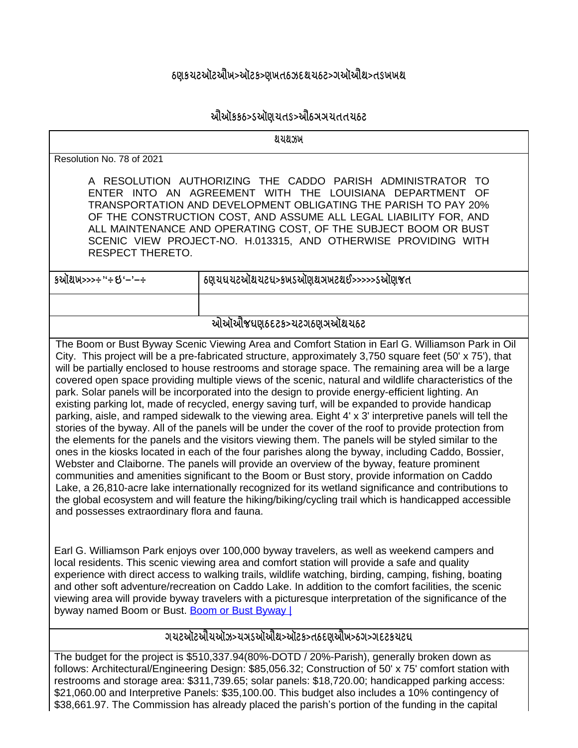## ઠણકચટઑટઔખ>ઑટક>ણખતઠઝદથચઠટ>ગઑઔથ>તડખખથ

## ઔઑકકઠ>ડઑણચતડ>ઔઠગગચતતચઠટ

| થચથઝખ | |
|---|---|
| Resolution No. 78 of 2021<br><br>A RESOLUTION AUTHORIZING THE CADDO PARISH ADMINISTRATOR TO ENTER INTO AN AGREEMENT WITH THE LOUISIANA DEPARTMENT OF TRANSPORTATION AND DEVELOPMENT OBLIGATING THE PARISH TO PAY 20% OF THE CONSTRUCTION COST, AND ASSUME ALL LEGAL LIABILITY FOR, AND ALL MAINTENANCE AND OPERATING COST, OF THE SUBJECT BOOM OR BUST SCENIC VIEW PROJECT-NO. H.013315, AND OTHERWISE PROVIDING WITH RESPECT THERETO. | |
| કઑથખ>>>÷''÷ઈ'–'–÷ | ઠણચઘચટઑથચટઘ>કખડઑણથગખટથઈ>>>>>ડઑણજત |
| | |

**ઓઑઔજઘણઠદટક>ચટગઠણગઑથચઠટ**

The Boom or Bust Byway Scenic Viewing Area and Comfort Station in Earl G. Williamson Park in Oil City. This project will be a pre-fabricated structure, approximately 3,750 square feet (50' x 75'), that will be partially enclosed to house restrooms and storage space. The remaining area will be a large covered open space providing multiple views of the scenic, natural and wildlife characteristics of the park. Solar panels will be incorporated into the design to provide energy-efficient lighting. An existing parking lot, made of recycled, energy saving turf, will be expanded to provide handicap parking, aisle, and ramped sidewalk to the viewing area. Eight 4' x 3' interpretive panels will tell the stories of the byway. All of the panels will be under the cover of the roof to provide protection from the elements for the panels and the visitors viewing them. The panels will be styled similar to the ones in the kiosks located in each of the four parishes along the byway, including Caddo, Bossier, Webster and Claiborne. The panels will provide an overview of the byway, feature prominent communities and amenities significant to the Boom or Bust story, provide information on Caddo Lake, a 26,810-acre lake internationally recognized for its wetland significance and contributions to the global ecosystem and will feature the hiking/biking/cycling trail which is handicapped accessible and possesses extraordinary flora and fauna.

Earl G. Williamson Park enjoys over 100,000 byway travelers, as well as weekend campers and local residents. This scenic viewing area and comfort station will provide a safe and quality experience with direct access to walking trails, wildlife watching, birding, camping, fishing, boating and other soft adventure/recreation on Caddo Lake. In addition to the comfort facilities, the scenic viewing area will provide byway travelers with a picturesque interpretation of the significance of the byway named Boom or Bust. [Boom or Bust Byway |]

**ગચટઑટઔચઑઝ>ચગડઑઔથ>ઑટક>તઠદણઔખ>ઠગ>ગદટકચટઘ**

The budget for the project is $510,337.94(80%-DOTD / 20%-Parish), generally broken down as follows: Architectural/Engineering Design: $85,056.32; Construction of 50' x 75' comfort station with restrooms and storage area: $311,739.65; solar panels: $18,720.00; handicapped parking access: $21,060.00 and Interpretive Panels: $35,100.00. This budget also includes a 10% contingency of $38,661.97. The Commission has already placed the parish's portion of the funding in the capital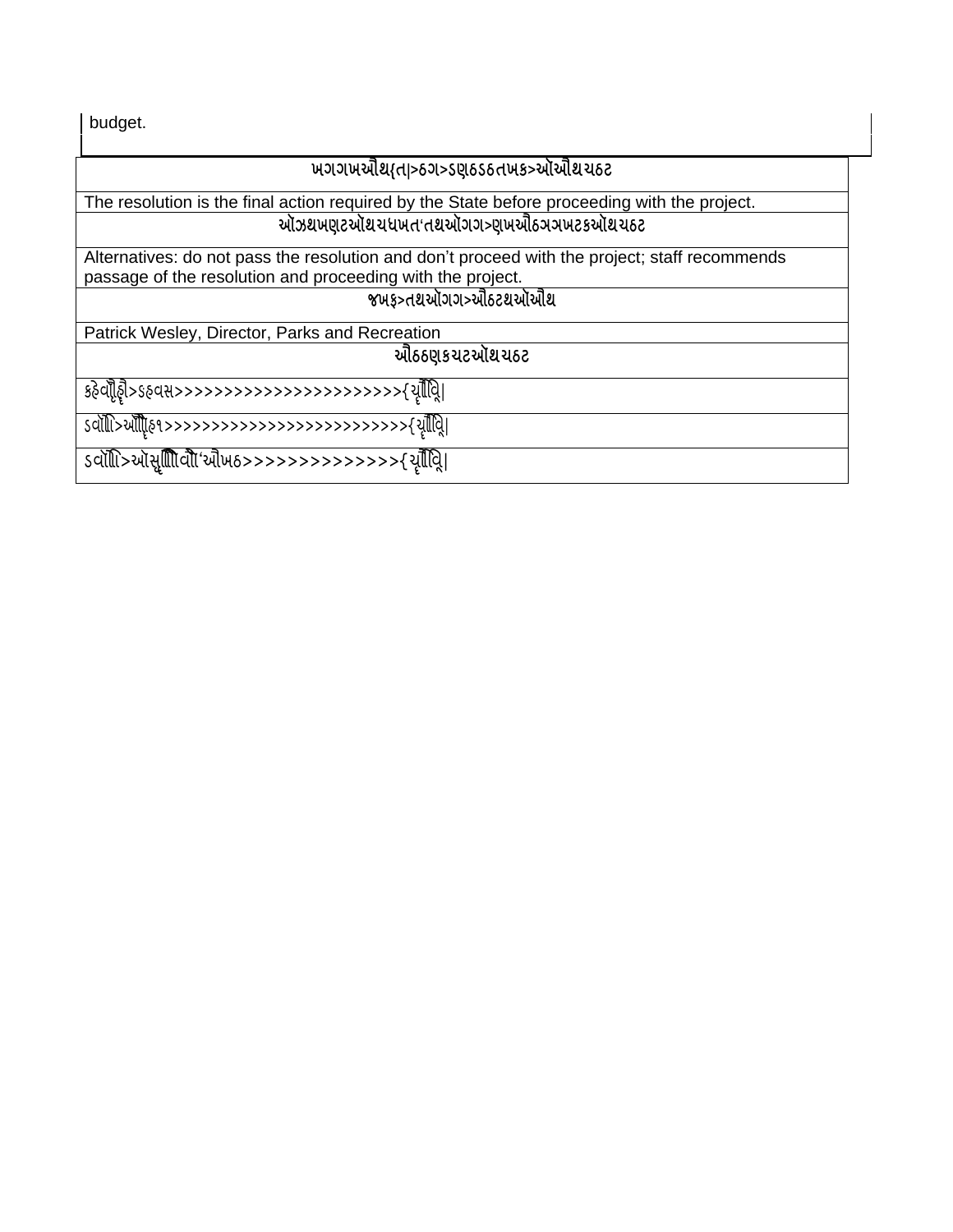budget.

| ખગગખઔથ{ત|>ઠગ>ડણઠડઠતખક>ઑઔથચઠટ |
|---|
| The resolution is the final action required by the State before proceeding with the project. |
| ઑઝથખણટઑથચધખત‘તથઑગગ>ણખઔઠગગખટકઑથચઠટ |
| Alternatives: do not pass the resolution and don’t proceed with the project; staff recommends passage of the resolution and proceeding with the project. |
| જખફ>તથઑગગ>ઔઠટથઑઔથ |
| Patrick Wesley, Director, Parks and Recreation |
| ઔઠઠણકચટઑથચઠટ |
| કહેવૌઁહૂૌ>ડહવસ>>>>>>>>>>>>>>>>>>>>>>>{ચૂૌિવૂિ| |
| ડવૌિ>ઔિૌહ૧>>>>>>>>>>>>>>>>>>>>>>>>{ચૂૌિવૂિ| |
| ડવૌિ>ઑસૂિિવૌ‘ઔખઠ>>>>>>>>>>>>>>>{ચૂૌિવૂિ| |